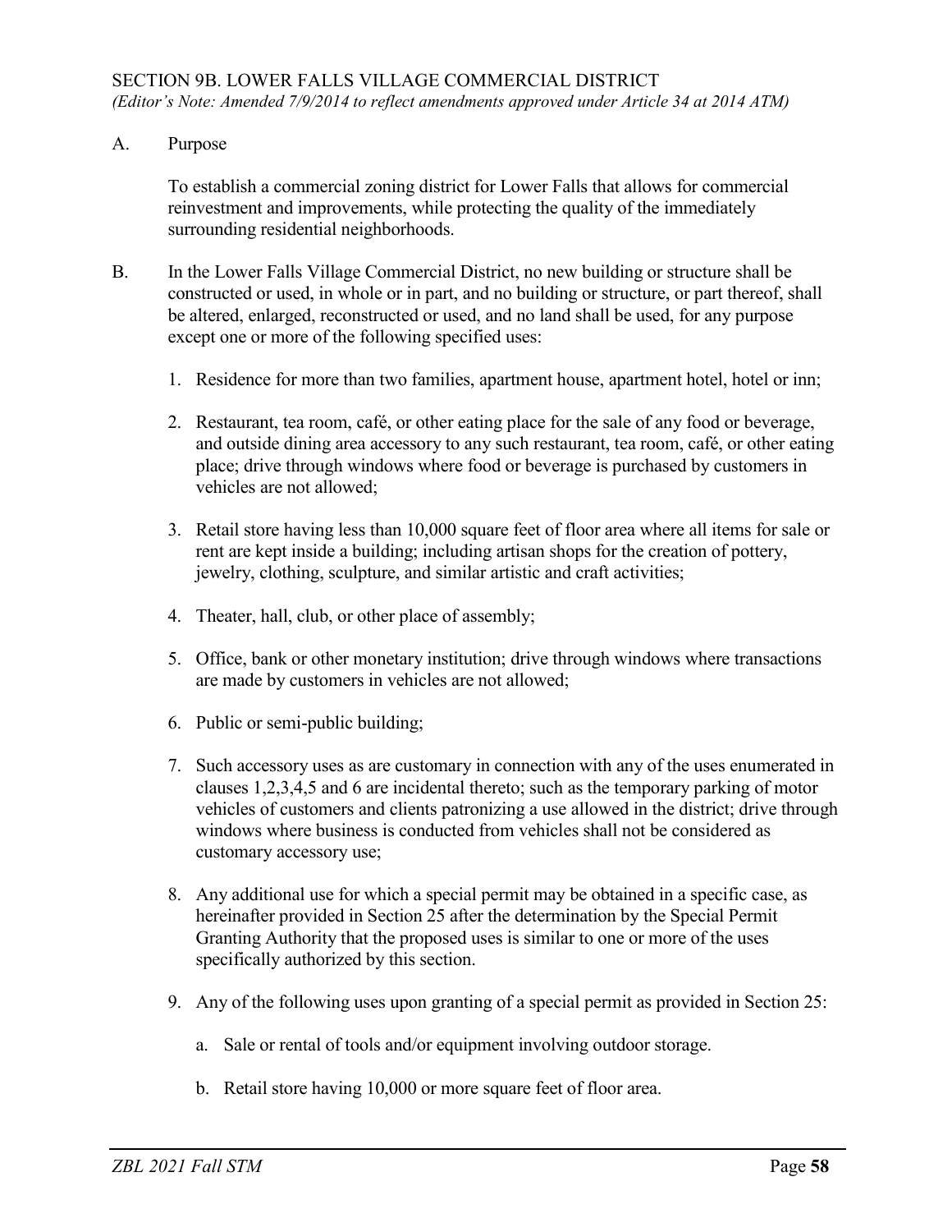## SECTION 9B. LOWER FALLS VILLAGE COMMERCIAL DISTRICT

*(Editor's Note: Amended 7/9/2014 to reflect amendments approved under Article 34 at 2014 ATM)*

A. Purpose

To establish a commercial zoning district for Lower Falls that allows for commercial reinvestment and improvements, while protecting the quality of the immediately surrounding residential neighborhoods.

B. In the Lower Falls Village Commercial District, no new building or structure shall be constructed or used, in whole or in part, and no building or structure, or part thereof, shall be altered, enlarged, reconstructed or used, and no land shall be used, for any purpose except one or more of the following specified uses:

1. Residence for more than two families, apartment house, apartment hotel, hotel or inn;
2. Restaurant, tea room, café, or other eating place for the sale of any food or beverage, and outside dining area accessory to any such restaurant, tea room, café, or other eating place; drive through windows where food or beverage is purchased by customers in vehicles are not allowed;
3. Retail store having less than 10,000 square feet of floor area where all items for sale or rent are kept inside a building; including artisan shops for the creation of pottery, jewelry, clothing, sculpture, and similar artistic and craft activities;
4. Theater, hall, club, or other place of assembly;
5. Office, bank or other monetary institution; drive through windows where transactions are made by customers in vehicles are not allowed;
6. Public or semi-public building;
7. Such accessory uses as are customary in connection with any of the uses enumerated in clauses 1,2,3,4,5 and 6 are incidental thereto; such as the temporary parking of motor vehicles of customers and clients patronizing a use allowed in the district; drive through windows where business is conducted from vehicles shall not be considered as customary accessory use;
8. Any additional use for which a special permit may be obtained in a specific case, as hereinafter provided in Section 25 after the determination by the Special Permit Granting Authority that the proposed uses is similar to one or more of the uses specifically authorized by this section.
9. Any of the following uses upon granting of a special permit as provided in Section 25:
   a. Sale or rental of tools and/or equipment involving outdoor storage.
   b. Retail store having 10,000 or more square feet of floor area.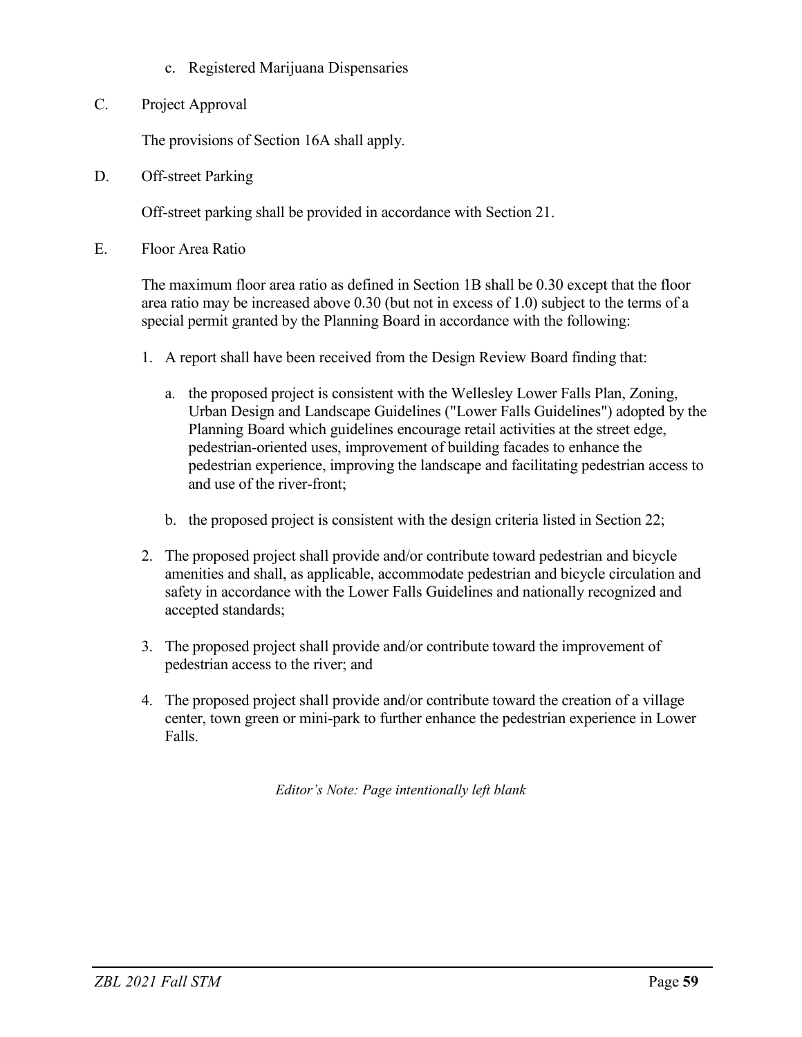c. Registered Marijuana Dispensaries

C. Project Approval

The provisions of Section 16A shall apply.

D. Off-street Parking

Off-street parking shall be provided in accordance with Section 21.

E. Floor Area Ratio

The maximum floor area ratio as defined in Section 1B shall be 0.30 except that the floor area ratio may be increased above 0.30 (but not in excess of 1.0) subject to the terms of a special permit granted by the Planning Board in accordance with the following:

1. A report shall have been received from the Design Review Board finding that:

   a. the proposed project is consistent with the Wellesley Lower Falls Plan, Zoning, Urban Design and Landscape Guidelines ("Lower Falls Guidelines") adopted by the Planning Board which guidelines encourage retail activities at the street edge, pedestrian-oriented uses, improvement of building facades to enhance the pedestrian experience, improving the landscape and facilitating pedestrian access to and use of the river-front;

   b. the proposed project is consistent with the design criteria listed in Section 22;

2. The proposed project shall provide and/or contribute toward pedestrian and bicycle amenities and shall, as applicable, accommodate pedestrian and bicycle circulation and safety in accordance with the Lower Falls Guidelines and nationally recognized and accepted standards;

3. The proposed project shall provide and/or contribute toward the improvement of pedestrian access to the river; and

4. The proposed project shall provide and/or contribute toward the creation of a village center, town green or mini-park to further enhance the pedestrian experience in Lower Falls.

*Editor's Note: Page intentionally left blank*